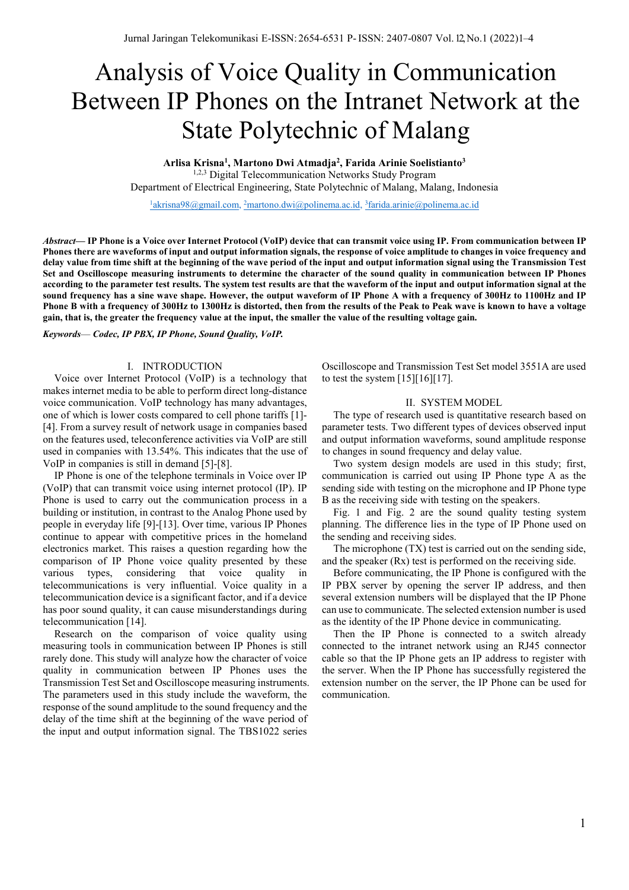# Analysis of Voice Quality in Communication Between IP Phones on the Intranet Network at the State Polytechnic of Malang

**Arlisa Krisna[1], Martono Dwi Atmadja[2], Farida Arinie Soelistianto[3]**

[1,2,3] Digital Telecommunication Networks Study Program
Department of Electrical Engineering, State Polytechnic of Malang, Malang, Indonesia

[1]akrisna98@gmail.com, [2]martono.dwi@polinema.ac.id, [3]farida.arinie@polinema.ac.id

***Abstract*— IP Phone is a Voice over Internet Protocol (VoIP) device that can transmit voice using IP. From communication between IP Phones there are waveforms of input and output information signals, the response of voice amplitude to changes in voice frequency and delay value from time shift at the beginning of the wave period of the input and output information signal using the Transmission Test Set and Oscilloscope measuring instruments to determine the character of the sound quality in communication between IP Phones according to the parameter test results. The system test results are that the waveform of the input and output information signal at the sound frequency has a sine wave shape. However, the output waveform of IP Phone A with a frequency of 300Hz to 1100Hz and IP Phone B with a frequency of 300Hz to 1300Hz is distorted, then from the results of the Peak to Peak wave is known to have a voltage gain, that is, the greater the frequency value at the input, the smaller the value of the resulting voltage gain.**

***Keywords*— *Codec, IP PBX, IP Phone, Sound Quality, VoIP.***

## I. INTRODUCTION

Voice over Internet Protocol (VoIP) is a technology that makes internet media to be able to perform direct long-distance voice communication. VoIP technology has many advantages, one of which is lower costs compared to cell phone tariffs [1]-[4]. From a survey result of network usage in companies based on the features used, teleconference activities via VoIP are still used in companies with 13.54%. This indicates that the use of VoIP in companies is still in demand [5]-[8].

IP Phone is one of the telephone terminals in Voice over IP (VoIP) that can transmit voice using internet protocol (IP). IP Phone is used to carry out the communication process in a building or institution, in contrast to the Analog Phone used by people in everyday life [9]-[13]. Over time, various IP Phones continue to appear with competitive prices in the homeland electronics market. This raises a question regarding how the comparison of IP Phone voice quality presented by these various types, considering that voice quality in telecommunications is very influential. Voice quality in a telecommunication device is a significant factor, and if a device has poor sound quality, it can cause misunderstandings during telecommunication [14].

Research on the comparison of voice quality using measuring tools in communication between IP Phones is still rarely done. This study will analyze how the character of voice quality in communication between IP Phones uses the Transmission Test Set and Oscilloscope measuring instruments. The parameters used in this study include the waveform, the response of the sound amplitude to the sound frequency and the delay of the time shift at the beginning of the wave period of the input and output information signal. The TBS1022 series Oscilloscope and Transmission Test Set model 3551A are used to test the system [15][16][17].

## II. SYSTEM MODEL

The type of research used is quantitative research based on parameter tests. Two different types of devices observed input and output information waveforms, sound amplitude response to changes in sound frequency and delay value.

Two system design models are used in this study; first, communication is carried out using IP Phone type A as the sending side with testing on the microphone and IP Phone type B as the receiving side with testing on the speakers.

Fig. 1 and Fig. 2 are the sound quality testing system planning. The difference lies in the type of IP Phone used on the sending and receiving sides.

The microphone (TX) test is carried out on the sending side, and the speaker (Rx) test is performed on the receiving side.

Before communicating, the IP Phone is configured with the IP PBX server by opening the server IP address, and then several extension numbers will be displayed that the IP Phone can use to communicate. The selected extension number is used as the identity of the IP Phone device in communicating.

Then the IP Phone is connected to a switch already connected to the intranet network using an RJ45 connector cable so that the IP Phone gets an IP address to register with the server. When the IP Phone has successfully registered the extension number on the server, the IP Phone can be used for communication.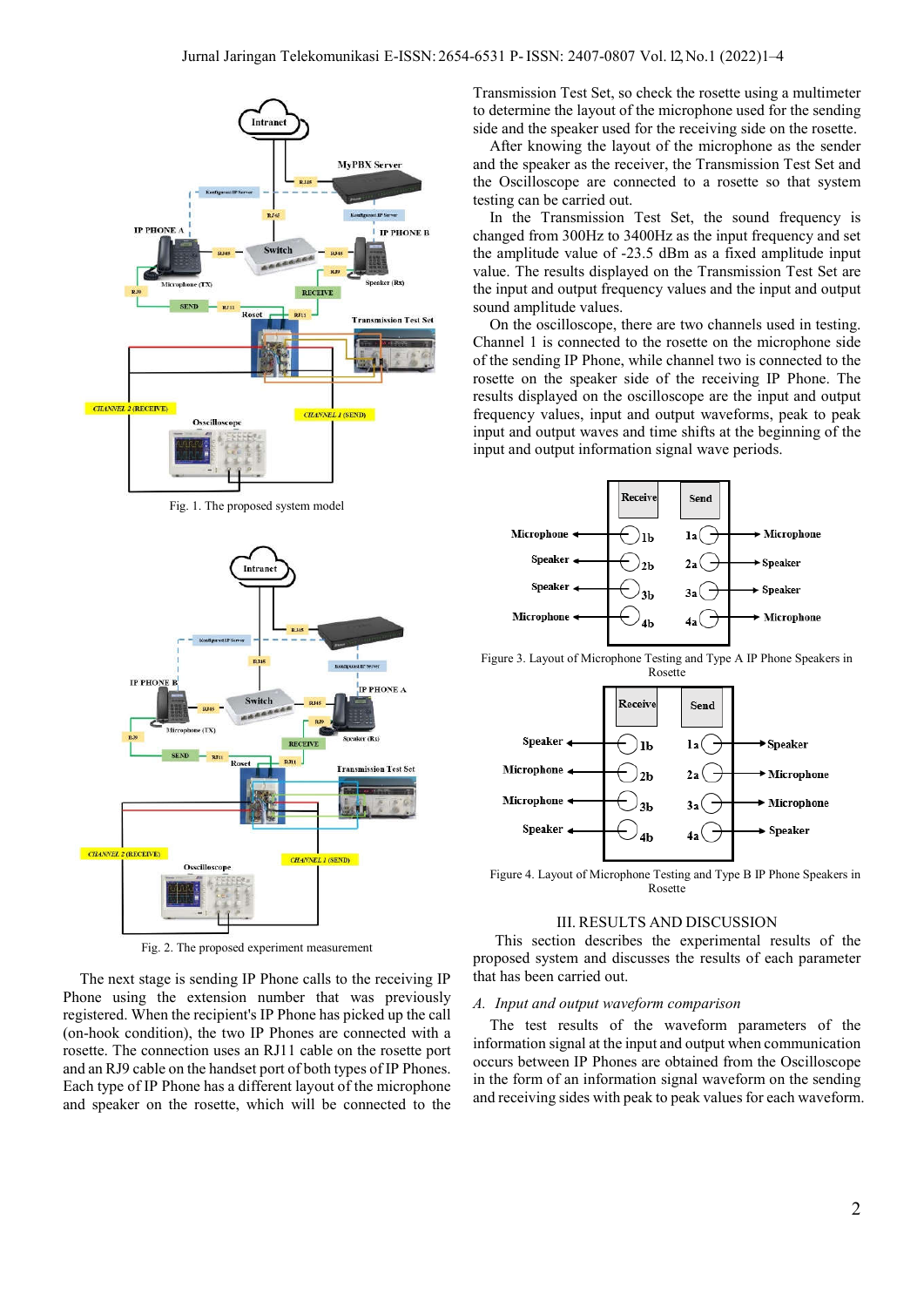Fig. 1. The proposed system model

Fig. 2. The proposed experiment measurement

The next stage is sending IP Phone calls to the receiving IP Phone using the extension number that was previously registered. When the recipient's IP Phone has picked up the call (on-hook condition), the two IP Phones are connected with a rosette. The connection uses an RJ11 cable on the rosette port and an RJ9 cable on the handset port of both types of IP Phones. Each type of IP Phone has a different layout of the microphone and speaker on the rosette, which will be connected to the Transmission Test Set, so check the rosette using a multimeter to determine the layout of the microphone used for the sending side and the speaker used for the receiving side on the rosette.

After knowing the layout of the microphone as the sender and the speaker as the receiver, the Transmission Test Set and the Oscilloscope are connected to a rosette so that system testing can be carried out.

In the Transmission Test Set, the sound frequency is changed from 300Hz to 3400Hz as the input frequency and set the amplitude value of -23.5 dBm as a fixed amplitude input value. The results displayed on the Transmission Test Set are the input and output frequency values and the input and output sound amplitude values.

On the oscilloscope, there are two channels used in testing. Channel 1 is connected to the rosette on the microphone side of the sending IP Phone, while channel two is connected to the rosette on the speaker side of the receiving IP Phone. The results displayed on the oscilloscope are the input and output frequency values, input and output waveforms, peak to peak input and output waves and time shifts at the beginning of the input and output information signal wave periods.

Figure 3. Layout of Microphone Testing and Type A IP Phone Speakers in Rosette

Figure 4. Layout of Microphone Testing and Type B IP Phone Speakers in Rosette

## III. RESULTS AND DISCUSSION

This section describes the experimental results of the proposed system and discusses the results of each parameter that has been carried out.

### *A. Input and output waveform comparison*

The test results of the waveform parameters of the information signal at the input and output when communication occurs between IP Phones are obtained from the Oscilloscope in the form of an information signal waveform on the sending and receiving sides with peak to peak values for each waveform.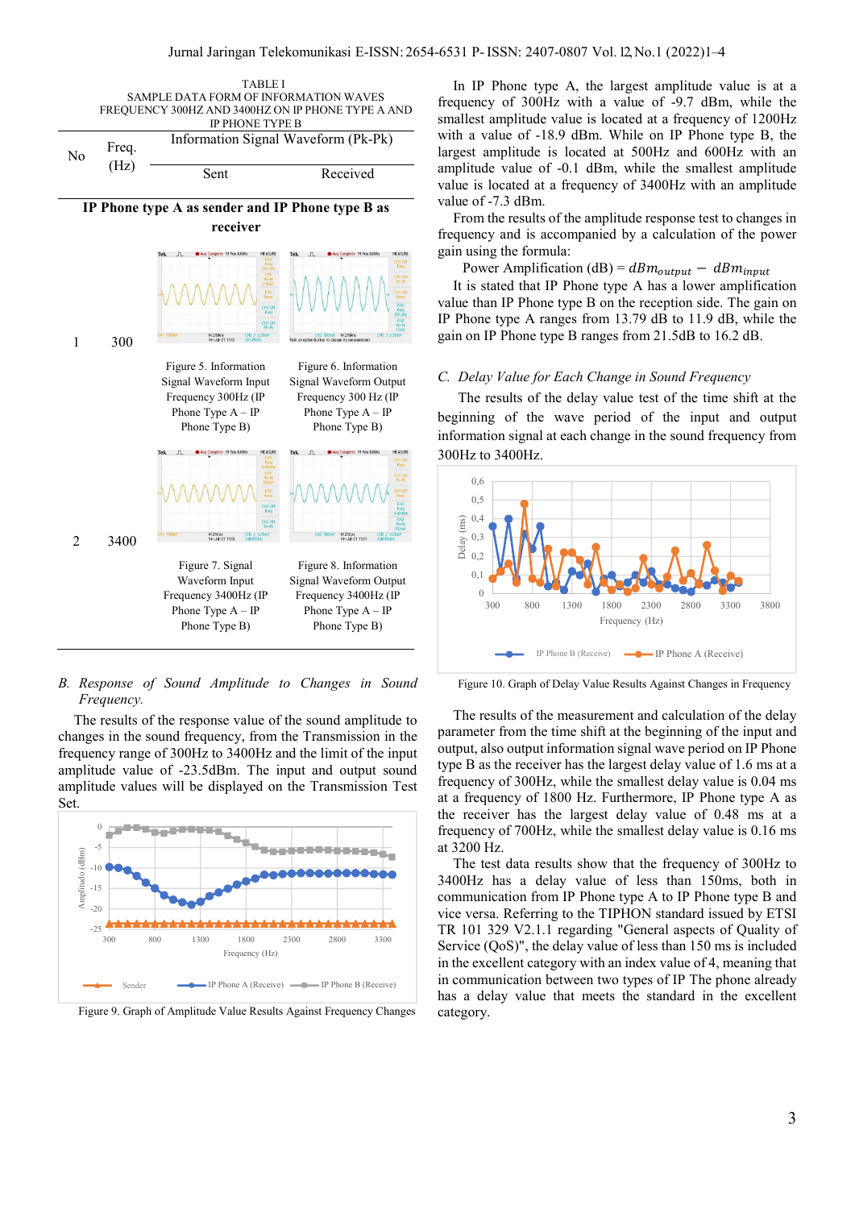TABLE I
SAMPLE DATA FORM OF INFORMATION WAVES FREQUENCY 300HZ AND 3400HZ ON IP PHONE TYPE A AND IP PHONE TYPE B

| No | Freq. (Hz) | Information Signal Waveform (Pk-Pk) | |
|---|---|---|---|
| | | Sent | Received |
| **IP Phone type A as sender and IP Phone type B as receiver** | | | |
| 1 | 300 | Figure 5. Information Signal Waveform Input Frequency 300Hz (IP Phone Type A – IP Phone Type B) | Figure 6. Information Signal Waveform Output Frequency 300 Hz (IP Phone Type A – IP Phone Type B) |
| 2 | 3400 | Figure 7. Signal Waveform Input Frequency 3400Hz (IP Phone Type A – IP Phone Type B) | Figure 8. Information Signal Waveform Output Frequency 3400Hz (IP Phone Type A – IP Phone Type B) |

*B. Response of Sound Amplitude to Changes in Sound Frequency.*

The results of the response value of the sound amplitude to changes in the sound frequency, from the Transmission in the frequency range of 300Hz to 3400Hz and the limit of the input amplitude value of -23.5dBm. The input and output sound amplitude values will be displayed on the Transmission Test Set.

Figure 9. Graph of Amplitude Value Results Against Frequency Changes

In IP Phone type A, the largest amplitude value is at a frequency of 300Hz with a value of -9.7 dBm, while the smallest amplitude value is located at a frequency of 1200Hz with a value of -18.9 dBm. While on IP Phone type B, the largest amplitude is located at 500Hz and 600Hz with an amplitude value of -0.1 dBm, while the smallest amplitude value is located at a frequency of 3400Hz with an amplitude value of -7.3 dBm.

From the results of the amplitude response test to changes in frequency and is accompanied by a calculation of the power gain using the formula:

$$\text{Power Amplification (dB)} = dBm_{output} - dBm_{input}$$

It is stated that IP Phone type A has a lower amplification value than IP Phone type B on the reception side. The gain on IP Phone type A ranges from 13.79 dB to 11.9 dB, while the gain on IP Phone type B ranges from 21.5dB to 16.2 dB.

*C. Delay Value for Each Change in Sound Frequency*

The results of the delay value test of the time shift at the beginning of the wave period of the input and output information signal at each change in the sound frequency from 300Hz to 3400Hz.

Figure 10. Graph of Delay Value Results Against Changes in Frequency

The results of the measurement and calculation of the delay parameter from the time shift at the beginning of the input and output, also output information signal wave period on IP Phone type B as the receiver has the largest delay value of 1.6 ms at a frequency of 300Hz, while the smallest delay value is 0.04 ms at a frequency of 1800 Hz. Furthermore, IP Phone type A as the receiver has the largest delay value of 0.48 ms at a frequency of 700Hz, while the smallest delay value is 0.16 ms at 3200 Hz.

The test data results show that the frequency of 300Hz to 3400Hz has a delay value of less than 150ms, both in communication from IP Phone type A to IP Phone type B and vice versa. Referring to the TIPHON standard issued by ETSI TR 101 329 V2.1.1 regarding "General aspects of Quality of Service (QoS)", the delay value of less than 150 ms is included in the excellent category with an index value of 4, meaning that in communication between two types of IP The phone already has a delay value that meets the standard in the excellent category.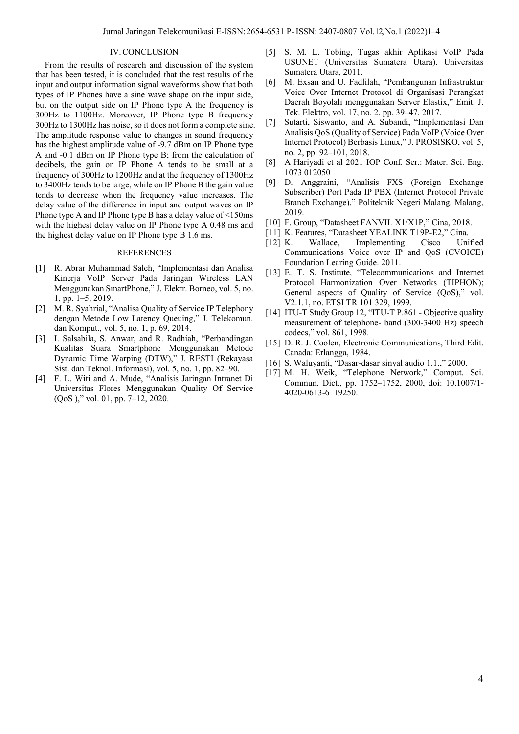## IV. CONCLUSION

From the results of research and discussion of the system that has been tested, it is concluded that the test results of the input and output information signal waveforms show that both types of IP Phones have a sine wave shape on the input side, but on the output side on IP Phone type A the frequency is 300Hz to 1100Hz. Moreover, IP Phone type B frequency 300Hz to 1300Hz has noise, so it does not form a complete sine. The amplitude response value to changes in sound frequency has the highest amplitude value of -9.7 dBm on IP Phone type A and -0.1 dBm on IP Phone type B; from the calculation of decibels, the gain on IP Phone A tends to be small at a frequency of 300Hz to 1200Hz and at the frequency of 1300Hz to 3400Hz tends to be large, while on IP Phone B the gain value tends to decrease when the frequency value increases. The delay value of the difference in input and output waves on IP Phone type A and IP Phone type B has a delay value of <150ms with the highest delay value on IP Phone type A 0.48 ms and the highest delay value on IP Phone type B 1.6 ms.

## REFERENCES

[1] R. Abrar Muhammad Saleh, "Implementasi dan Analisa Kinerja VoIP Server Pada Jaringan Wireless LAN Menggunakan SmartPhone," J. Elektr. Borneo, vol. 5, no. 1, pp. 1–5, 2019.

[2] M. R. Syahrial, "Analisa Quality of Service IP Telephony dengan Metode Low Latency Queuing," J. Telekomun. dan Komput., vol. 5, no. 1, p. 69, 2014.

[3] I. Salsabila, S. Anwar, and R. Radhiah, "Perbandingan Kualitas Suara Smartphone Menggunakan Metode Dynamic Time Warping (DTW)," J. RESTI (Rekayasa Sist. dan Teknol. Informasi), vol. 5, no. 1, pp. 82–90.

[4] F. L. Witi and A. Mude, "Analisis Jaringan Intranet Di Universitas Flores Menggunakan Quality Of Service (QoS )," vol. 01, pp. 7–12, 2020.

[5] S. M. L. Tobing, Tugas akhir Aplikasi VoIP Pada USUNET (Universitas Sumatera Utara). Universitas Sumatera Utara, 2011.

[6] M. Exsan and U. Fadlilah, "Pembangunan Infrastruktur Voice Over Internet Protocol di Organisasi Perangkat Daerah Boyolali menggunakan Server Elastix," Emit. J. Tek. Elektro, vol. 17, no. 2, pp. 39–47, 2017.

[7] Sutarti, Siswanto, and A. Subandi, "Implementasi Dan Analisis QoS (Quality of Service) Pada VoIP (Voice Over Internet Protocol) Berbasis Linux," J. PROSISKO, vol. 5, no. 2, pp. 92–101, 2018.

[8] A Hariyadi et al 2021 IOP Conf. Ser.: Mater. Sci. Eng. 1073 012050

[9] D. Anggraini, "Analisis FXS (Foreign Exchange Subscriber) Port Pada IP PBX (Internet Protocol Private Branch Exchange)," Politeknik Negeri Malang, Malang, 2019.

[10] F. Group, "Datasheet FANVIL X1/X1P," Cina, 2018.

[11] K. Features, "Datasheet YEALINK T19P-E2," Cina.

[12] K. Wallace, Implementing Cisco Unified Communications Voice over IP and QoS (CVOICE) Foundation Learing Guide. 2011.

[13] E. T. S. Institute, "Telecommunications and Internet Protocol Harmonization Over Networks (TIPHON); General aspects of Quality of Service (QoS)," vol. V2.1.1, no. ETSI TR 101 329, 1999.

[14] ITU-T Study Group 12, "ITU-T P.861 - Objective quality measurement of telephone- band (300-3400 Hz) speech codecs," vol. 861, 1998.

[15] D. R. J. Coolen, Electronic Communications, Third Edit. Canada: Erlangga, 1984.

[16] S. Waluyanti, "Dasar-dasar sinyal audio 1.1.," 2000.

[17] M. H. Weik, "Telephone Network," Comput. Sci. Commun. Dict., pp. 1752–1752, 2000, doi: 10.1007/1-4020-0613-6_19250.